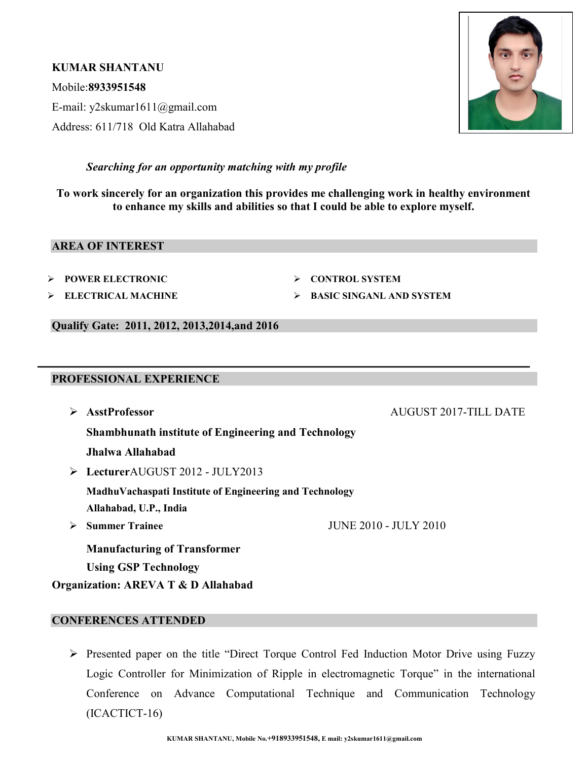**KUMAR SHANTANU**

Mobile:**8933951548**

E-mail: y2skumar1611@gmail.com

Address: 611/718 Old Katra Allahabad

***Searching for an opportunity matching with my profile***

**To work sincerely for an organization this provides me challenging work in healthy environment to enhance my skills and abilities so that I could be able to explore myself.**

## AREA OF INTEREST

- **POWER ELECTRONIC**
- **CONTROL SYSTEM**
- **ELECTRICAL MACHINE**
- **BASIC SINGANL AND SYSTEM**

## Qualify Gate: 2011, 2012, 2013,2014,and 2016

---

## PROFESSIONAL EXPERIENCE

- **AsstProfessor** AUGUST 2017-TILL DATE

  **Shambhunath institute of Engineering and Technology**

  **Jhalwa Allahabad**

- **Lecturer**AUGUST 2012 - JULY2013

  **MadhuVachaspati Institute of Engineering and Technology**

  **Allahabad, U.P., India**

- **Summer Trainee** JUNE 2010 - JULY 2010

  **Manufacturing of Transformer**

  **Using GSP Technology**

**Organization: AREVA T & D Allahabad**

## CONFERENCES ATTENDED

- Presented paper on the title "Direct Torque Control Fed Induction Motor Drive using Fuzzy Logic Controller for Minimization of Ripple in electromagnetic Torque" in the international Conference on Advance Computational Technique and Communication Technology (ICACTICT-16)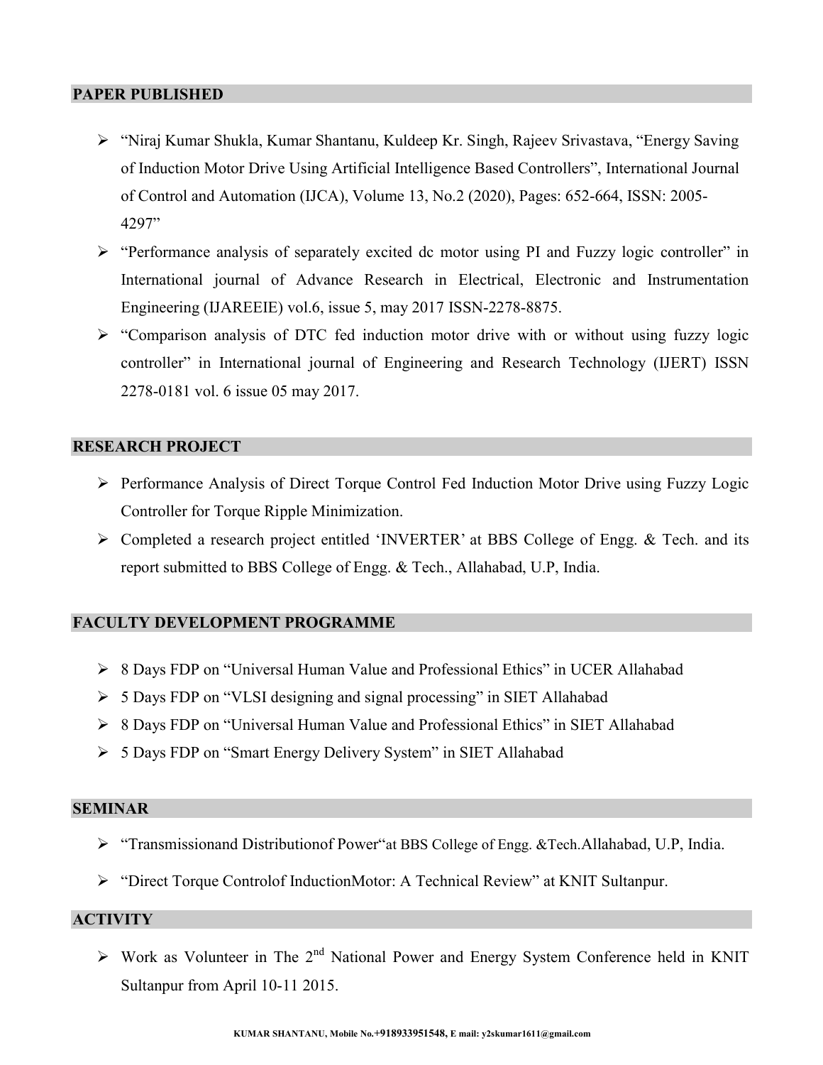## PAPER PUBLISHED

- "Niraj Kumar Shukla, Kumar Shantanu, Kuldeep Kr. Singh, Rajeev Srivastava, "Energy Saving of Induction Motor Drive Using Artificial Intelligence Based Controllers", International Journal of Control and Automation (IJCA), Volume 13, No.2 (2020), Pages: 652-664, ISSN: 2005-4297"
- "Performance analysis of separately excited dc motor using PI and Fuzzy logic controller" in International journal of Advance Research in Electrical, Electronic and Instrumentation Engineering (IJAREEIE) vol.6, issue 5, may 2017 ISSN-2278-8875.
- "Comparison analysis of DTC fed induction motor drive with or without using fuzzy logic controller" in International journal of Engineering and Research Technology (IJERT) ISSN 2278-0181 vol. 6 issue 05 may 2017.

## RESEARCH PROJECT

- Performance Analysis of Direct Torque Control Fed Induction Motor Drive using Fuzzy Logic Controller for Torque Ripple Minimization.
- Completed a research project entitled 'INVERTER' at BBS College of Engg. & Tech. and its report submitted to BBS College of Engg. & Tech., Allahabad, U.P, India.

## FACULTY DEVELOPMENT PROGRAMME

- 8 Days FDP on "Universal Human Value and Professional Ethics" in UCER Allahabad
- 5 Days FDP on "VLSI designing and signal processing" in SIET Allahabad
- 8 Days FDP on "Universal Human Value and Professional Ethics" in SIET Allahabad
- 5 Days FDP on "Smart Energy Delivery System" in SIET Allahabad

## SEMINAR

- "Transmissionand Distributionof Power"at BBS College of Engg. &Tech.Allahabad, U.P, India.
- "Direct Torque Controlof InductionMotor: A Technical Review" at KNIT Sultanpur.

## ACTIVITY

- Work as Volunteer in The 2nd National Power and Energy System Conference held in KNIT Sultanpur from April 10-11 2015.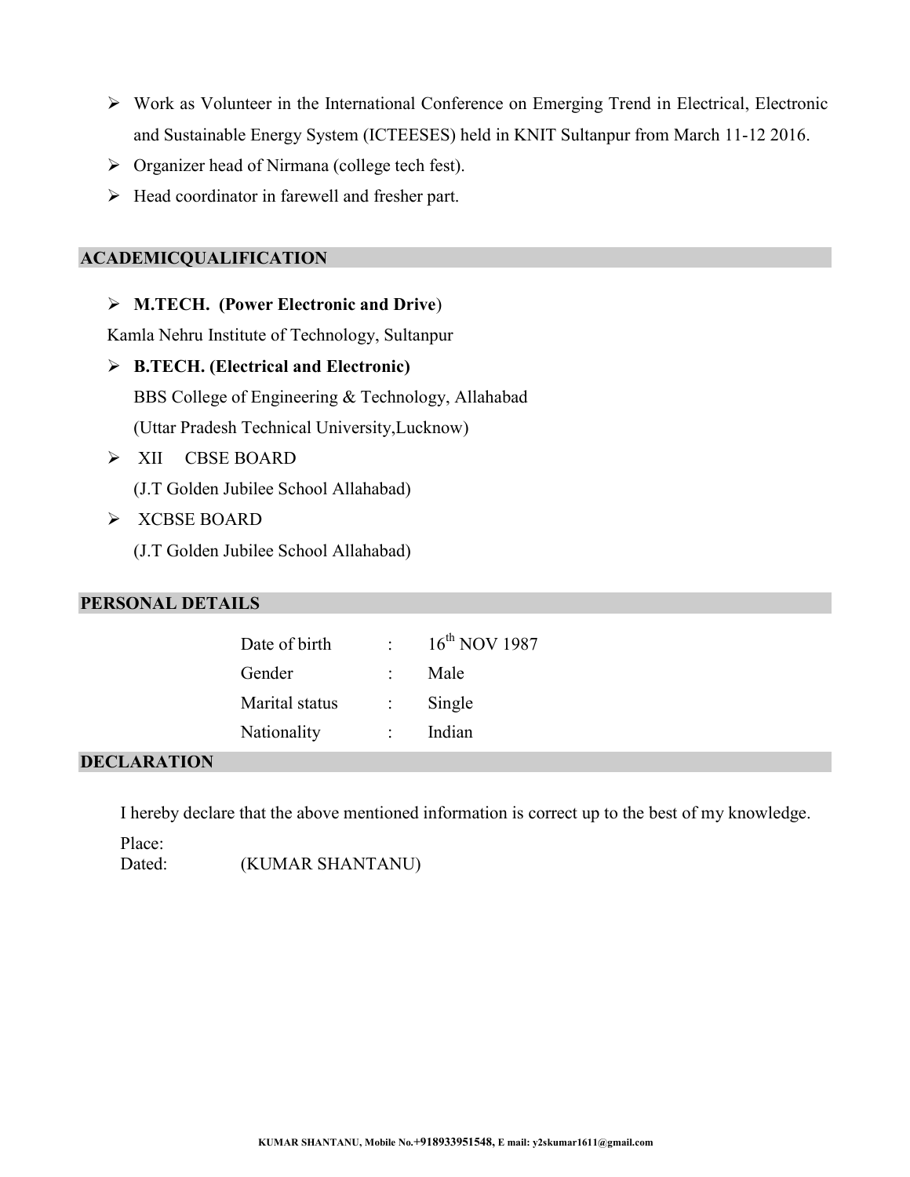- Work as Volunteer in the International Conference on Emerging Trend in Electrical, Electronic and Sustainable Energy System (ICTEESES) held in KNIT Sultanpur from March 11-12 2016.
- Organizer head of Nirmana (college tech fest).
- Head coordinator in farewell and fresher part.

## ACADEMICQUALIFICATION

- **M.TECH. (Power Electronic and Drive)**
  Kamla Nehru Institute of Technology, Sultanpur
- **B.TECH. (Electrical and Electronic)**
  BBS College of Engineering & Technology, Allahabad
  (Uttar Pradesh Technical University,Lucknow)
- XII CBSE BOARD
  (J.T Golden Jubilee School Allahabad)
- XCBSE BOARD
  (J.T Golden Jubilee School Allahabad)

## PERSONAL DETAILS

| | | |
|---|---|---|
| Date of birth | : | 16th NOV 1987 |
| Gender | : | Male |
| Marital status | : | Single |
| Nationality | : | Indian |

## DECLARATION

I hereby declare that the above mentioned information is correct up to the best of my knowledge.

Place:
Dated: (KUMAR SHANTANU)

KUMAR SHANTANU, Mobile No.+918933951548, E mail: y2skumar1611@gmail.com